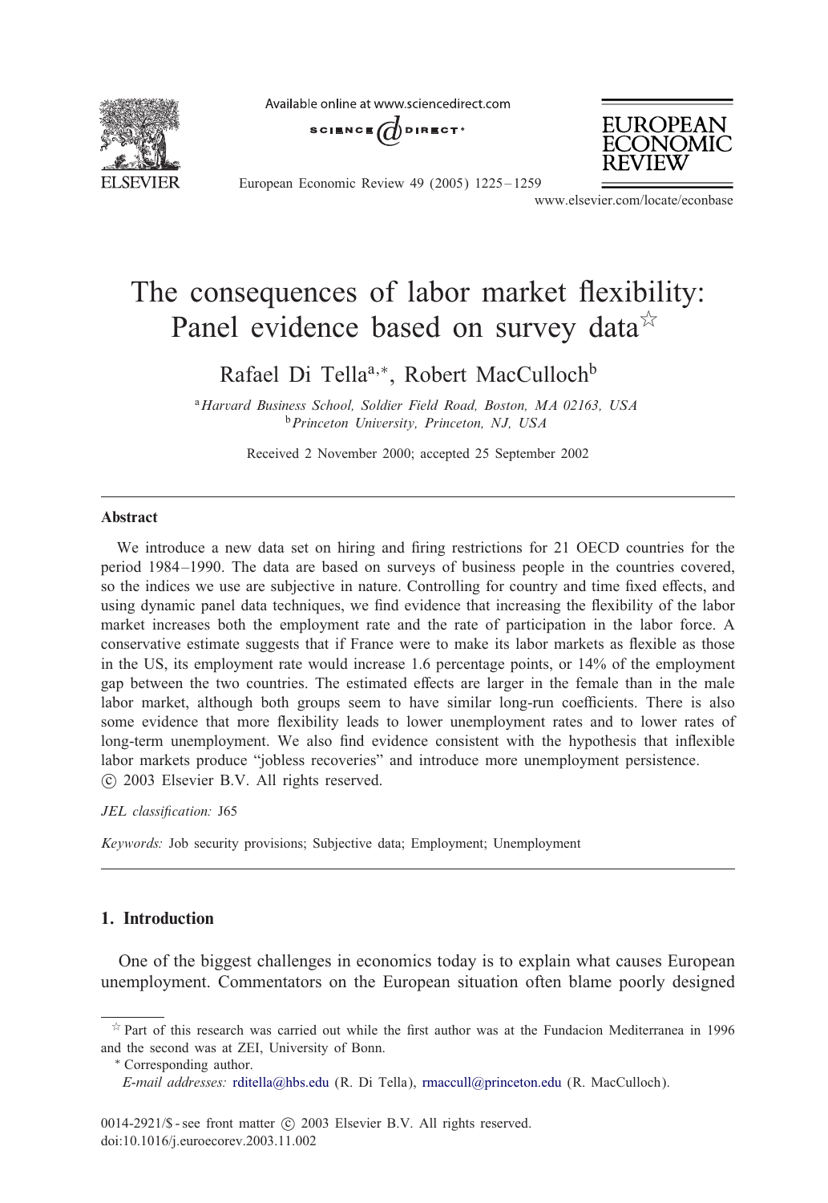# The consequences of labor market flexibility: Panel evidence based on survey data☆

Rafael Di Tella[a,*], Robert MacCulloch[b]

[a] *Harvard Business School, Soldier Field Road, Boston, MA 02163, USA*
[b] *Princeton University, Princeton, NJ, USA*

Received 2 November 2000; accepted 25 September 2002

## Abstract

We introduce a new data set on hiring and firing restrictions for 21 OECD countries for the period 1984–1990. The data are based on surveys of business people in the countries covered, so the indices we use are subjective in nature. Controlling for country and time fixed effects, and using dynamic panel data techniques, we find evidence that increasing the flexibility of the labor market increases both the employment rate and the rate of participation in the labor force. A conservative estimate suggests that if France were to make its labor markets as flexible as those in the US, its employment rate would increase 1.6 percentage points, or 14% of the employment gap between the two countries. The estimated effects are larger in the female than in the male labor market, although both groups seem to have similar long-run coefficients. There is also some evidence that more flexibility leads to lower unemployment rates and to lower rates of long-term unemployment. We also find evidence consistent with the hypothesis that inflexible labor markets produce "jobless recoveries" and introduce more unemployment persistence.
© 2003 Elsevier B.V. All rights reserved.

*JEL classification:* J65

*Keywords:* Job security provisions; Subjective data; Employment; Unemployment

## 1. Introduction

One of the biggest challenges in economics today is to explain what causes European unemployment. Commentators on the European situation often blame poorly designed

---

☆ Part of this research was carried out while the first author was at the Fundacion Mediterranea in 1996 and the second was at ZEI, University of Bonn.

\* Corresponding author.

*E-mail addresses:* rditella@hbs.edu (R. Di Tella), rmaccull@princeton.edu (R. MacCulloch).

0014-2921/$ - see front matter © 2003 Elsevier B.V. All rights reserved.
doi:10.1016/j.euroecorev.2003.11.002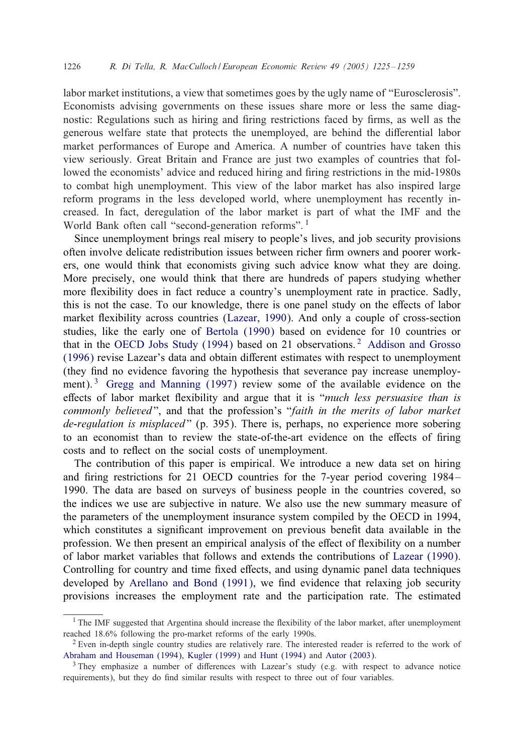labor market institutions, a view that sometimes goes by the ugly name of "Eurosclerosis". Economists advising governments on these issues share more or less the same diagnostic: Regulations such as hiring and firing restrictions faced by firms, as well as the generous welfare state that protects the unemployed, are behind the differential labor market performances of Europe and America. A number of countries have taken this view seriously. Great Britain and France are just two examples of countries that followed the economists' advice and reduced hiring and firing restrictions in the mid-1980s to combat high unemployment. This view of the labor market has also inspired large reform programs in the less developed world, where unemployment has recently increased. In fact, deregulation of the labor market is part of what the IMF and the World Bank often call "second-generation reforms".[1]

Since unemployment brings real misery to people's lives, and job security provisions often involve delicate redistribution issues between richer firm owners and poorer workers, one would think that economists giving such advice know what they are doing. More precisely, one would think that there are hundreds of papers studying whether more flexibility does in fact reduce a country's unemployment rate in practice. Sadly, this is not the case. To our knowledge, there is one panel study on the effects of labor market flexibility across countries (Lazear, 1990). And only a couple of cross-section studies, like the early one of Bertola (1990) based on evidence for 10 countries or that in the OECD Jobs Study (1994) based on 21 observations.[2] Addison and Grosso (1996) revise Lazear's data and obtain different estimates with respect to unemployment (they find no evidence favoring the hypothesis that severance pay increase unemployment).[3] Gregg and Manning (1997) review some of the available evidence on the effects of labor market flexibility and argue that it is "*much less persuasive than is commonly believed*", and that the profession's "*faith in the merits of labor market de-regulation is misplaced*" (p. 395). There is, perhaps, no experience more sobering to an economist than to review the state-of-the-art evidence on the effects of firing costs and to reflect on the social costs of unemployment.

The contribution of this paper is empirical. We introduce a new data set on hiring and firing restrictions for 21 OECD countries for the 7-year period covering 1984–1990. The data are based on surveys of business people in the countries covered, so the indices we use are subjective in nature. We also use the new summary measure of the parameters of the unemployment insurance system compiled by the OECD in 1994, which constitutes a significant improvement on previous benefit data available in the profession. We then present an empirical analysis of the effect of flexibility on a number of labor market variables that follows and extends the contributions of Lazear (1990). Controlling for country and time fixed effects, and using dynamic panel data techniques developed by Arellano and Bond (1991), we find evidence that relaxing job security provisions increases the employment rate and the participation rate. The estimated

[1] The IMF suggested that Argentina should increase the flexibility of the labor market, after unemployment reached 18.6% following the pro-market reforms of the early 1990s.

[2] Even in-depth single country studies are relatively rare. The interested reader is referred to the work of Abraham and Houseman (1994), Kugler (1999) and Hunt (1994) and Autor (2003).

[3] They emphasize a number of differences with Lazear's study (e.g. with respect to advance notice requirements), but they do find similar results with respect to three out of four variables.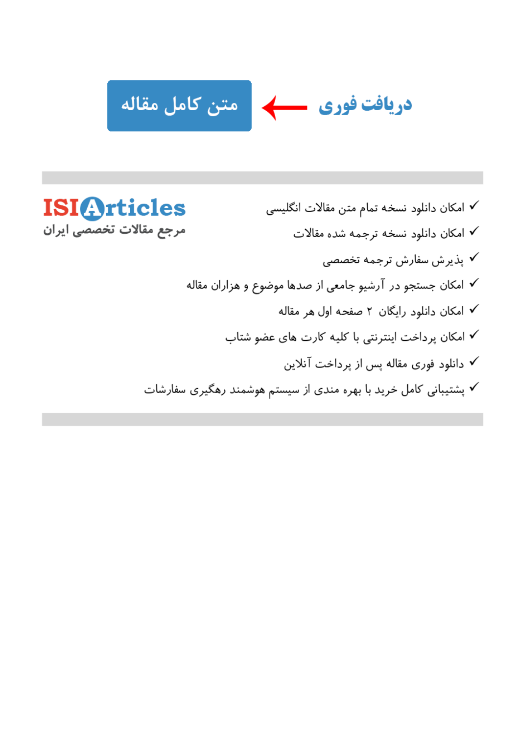دریافت فوری ← **متن کامل مقاله**

**ISIArticles**
مرجع مقالات تخصصی ایران

- ✓ امکان دانلود نسخه تمام متن مقالات انگلیسی
- ✓ امکان دانلود نسخه ترجمه شده مقالات
- ✓ پذیرش سفارش ترجمه تخصصی
- ✓ امکان جستجو در آرشیو جامعی از صدها موضوع و هزاران مقاله
- ✓ امکان دانلود رایگان ۲ صفحه اول هر مقاله
- ✓ امکان پرداخت اینترنتی با کلیه کارت های عضو شتاب
- ✓ دانلود فوری مقاله پس از پرداخت آنلاین
- ✓ پشتیبانی کامل خرید با بهره مندی از سیستم هوشمند رهگیری سفارشات